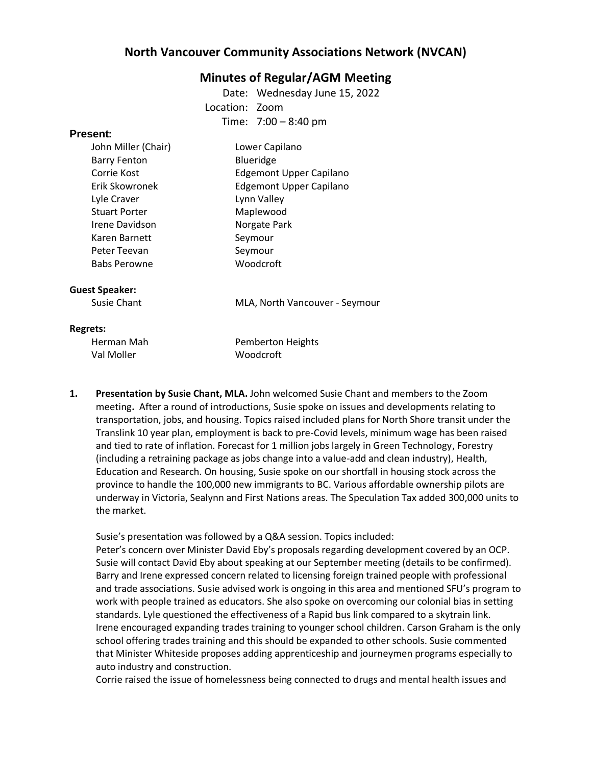# North Vancouver Community Associations Network (NVCAN)

## Minutes of Regular/AGM Meeting

Date: Wednesday June 15, 2022
Location: Zoom
Time: 7:00 – 8:40 pm

**Present:**

| | |
|---|---|
| John Miller (Chair) | Lower Capilano |
| Barry Fenton | Blueridge |
| Corrie Kost | Edgemont Upper Capilano |
| Erik Skowronek | Edgemont Upper Capilano |
| Lyle Craver | Lynn Valley |
| Stuart Porter | Maplewood |
| Irene Davidson | Norgate Park |
| Karen Barnett | Seymour |
| Peter Teevan | Seymour |
| Babs Perowne | Woodcroft |

**Guest Speaker:**

| | |
|---|---|
| Susie Chant | MLA, North Vancouver - Seymour |

**Regrets:**

| | |
|---|---|
| Herman Mah | Pemberton Heights |
| Val Moller | Woodcroft |

1. **Presentation by Susie Chant, MLA.** John welcomed Susie Chant and members to the Zoom meeting**.** After a round of introductions, Susie spoke on issues and developments relating to transportation, jobs, and housing. Topics raised included plans for North Shore transit under the Translink 10 year plan, employment is back to pre-Covid levels, minimum wage has been raised and tied to rate of inflation. Forecast for 1 million jobs largely in Green Technology, Forestry (including a retraining package as jobs change into a value-add and clean industry), Health, Education and Research. On housing, Susie spoke on our shortfall in housing stock across the province to handle the 100,000 new immigrants to BC. Various affordable ownership pilots are underway in Victoria, Sealynn and First Nations areas. The Speculation Tax added 300,000 units to the market.

   Susie's presentation was followed by a Q&A session. Topics included:
   Peter's concern over Minister David Eby's proposals regarding development covered by an OCP. Susie will contact David Eby about speaking at our September meeting (details to be confirmed). Barry and Irene expressed concern related to licensing foreign trained people with professional and trade associations. Susie advised work is ongoing in this area and mentioned SFU's program to work with people trained as educators. She also spoke on overcoming our colonial bias in setting standards. Lyle questioned the effectiveness of a Rapid bus link compared to a skytrain link. Irene encouraged expanding trades training to younger school children. Carson Graham is the only school offering trades training and this should be expanded to other schools. Susie commented that Minister Whiteside proposes adding apprenticeship and journeymen programs especially to auto industry and construction.
   Corrie raised the issue of homelessness being connected to drugs and mental health issues and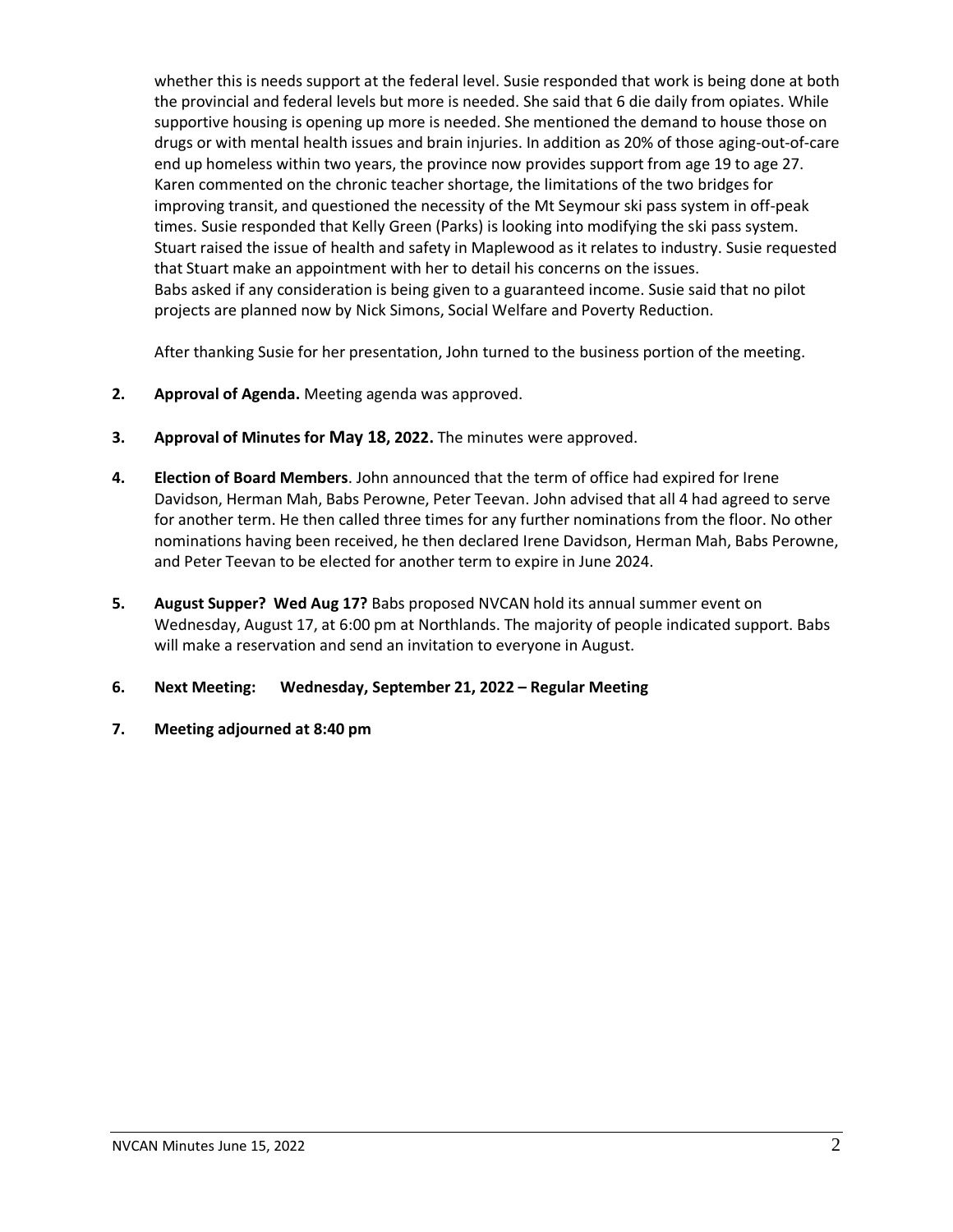whether this is needs support at the federal level. Susie responded that work is being done at both the provincial and federal levels but more is needed. She said that 6 die daily from opiates. While supportive housing is opening up more is needed. She mentioned the demand to house those on drugs or with mental health issues and brain injuries. In addition as 20% of those aging-out-of-care end up homeless within two years, the province now provides support from age 19 to age 27. Karen commented on the chronic teacher shortage, the limitations of the two bridges for improving transit, and questioned the necessity of the Mt Seymour ski pass system in off-peak times. Susie responded that Kelly Green (Parks) is looking into modifying the ski pass system. Stuart raised the issue of health and safety in Maplewood as it relates to industry. Susie requested that Stuart make an appointment with her to detail his concerns on the issues.
Babs asked if any consideration is being given to a guaranteed income. Susie said that no pilot projects are planned now by Nick Simons, Social Welfare and Poverty Reduction.

After thanking Susie for her presentation, John turned to the business portion of the meeting.

2. **Approval of Agenda.** Meeting agenda was approved.

3. **Approval of Minutes for May 18, 2022.** The minutes were approved.

4. **Election of Board Members**. John announced that the term of office had expired for Irene Davidson, Herman Mah, Babs Perowne, Peter Teevan. John advised that all 4 had agreed to serve for another term. He then called three times for any further nominations from the floor. No other nominations having been received, he then declared Irene Davidson, Herman Mah, Babs Perowne, and Peter Teevan to be elected for another term to expire in June 2024.

5. **August Supper? Wed Aug 17?** Babs proposed NVCAN hold its annual summer event on Wednesday, August 17, at 6:00 pm at Northlands. The majority of people indicated support. Babs will make a reservation and send an invitation to everyone in August.

6. **Next Meeting: Wednesday, September 21, 2022 – Regular Meeting**

7. **Meeting adjourned at 8:40 pm**